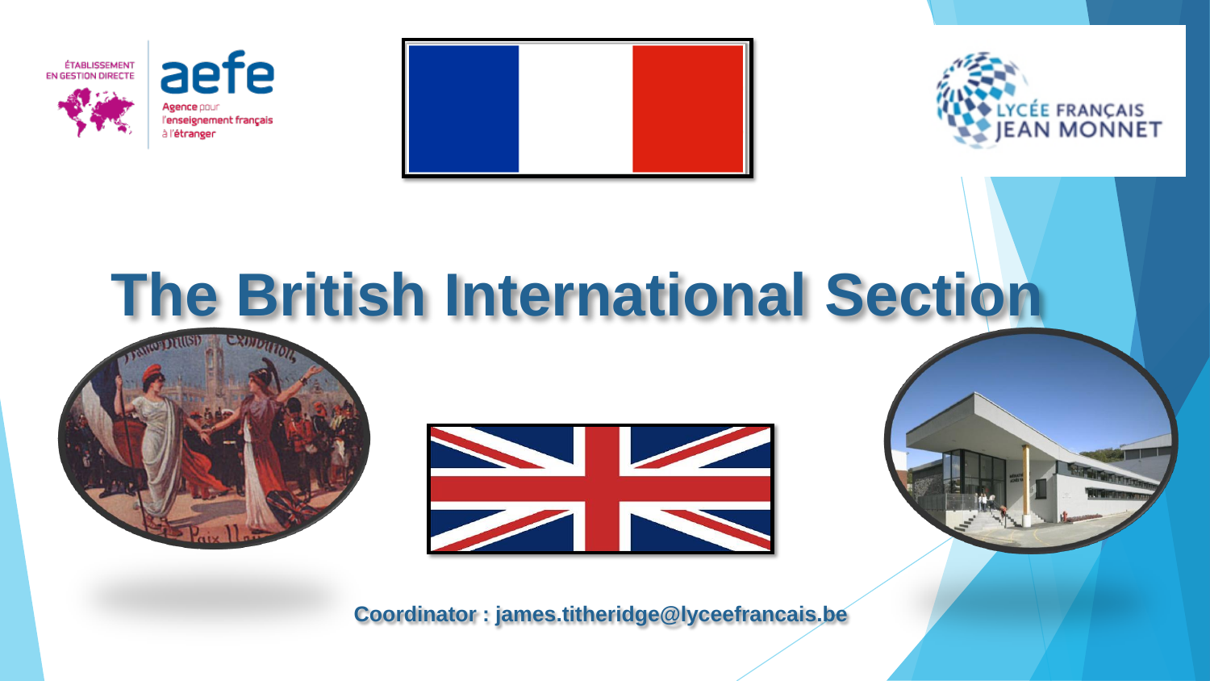# The British International Section

**Coordinator : james.titheridge@lyceefrancais.be**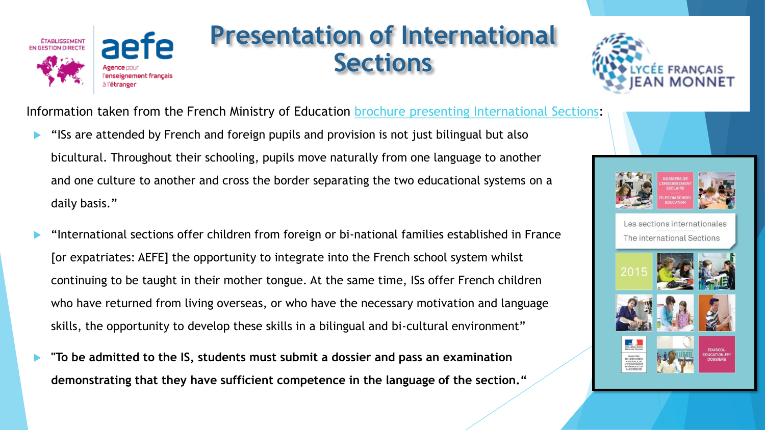# Presentation of International Sections

Information taken from the French Ministry of Education brochure presenting International Sections:

- "ISs are attended by French and foreign pupils and provision is not just bilingual but also bicultural. Throughout their schooling, pupils move naturally from one language to another and one culture to another and cross the border separating the two educational systems on a daily basis."
- "International sections offer children from foreign or bi-national families established in France [or expatriates: AEFE] the opportunity to integrate into the French school system whilst continuing to be taught in their mother tongue. At the same time, ISs offer French children who have returned from living overseas, or who have the necessary motivation and language skills, the opportunity to develop these skills in a bilingual and bi-cultural environment"
- **"To be admitted to the IS, students must submit a dossier and pass an examination demonstrating that they have sufficient competence in the language of the section."**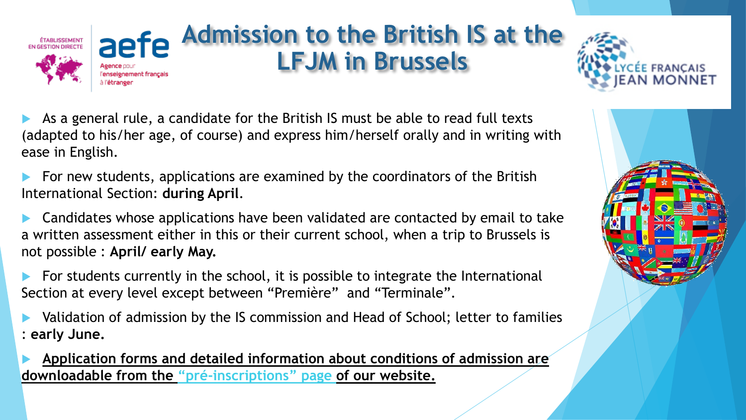# Admission to the British IS at the LFJM in Brussels

- As a general rule, a candidate for the British IS must be able to read full texts (adapted to his/her age, of course) and express him/herself orally and in writing with ease in English.
- For new students, applications are examined by the coordinators of the British International Section: **during April**.
- Candidates whose applications have been validated are contacted by email to take a written assessment either in this or their current school, when a trip to Brussels is not possible : **April/ early May.**
- For students currently in the school, it is possible to integrate the International Section at every level except between "Première" and "Terminale".
- Validation of admission by the IS commission and Head of School; letter to families : **early June.**
- **Application forms and detailed information about conditions of admission are downloadable from the "pré-inscriptions" page of our website.**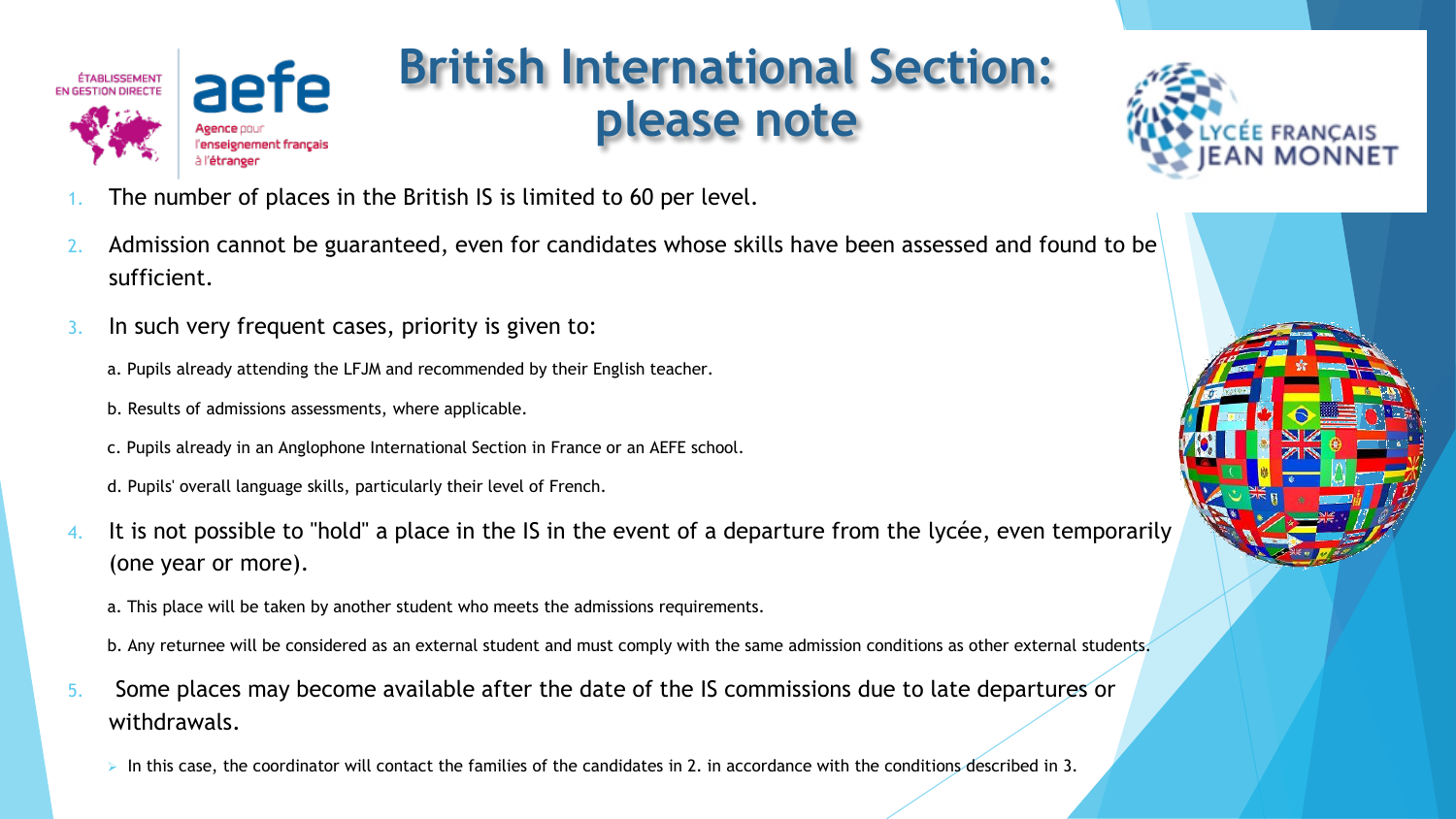# British International Section: please note

1. The number of places in the British IS is limited to 60 per level.
2. Admission cannot be guaranteed, even for candidates whose skills have been assessed and found to be sufficient.
3. In such very frequent cases, priority is given to:
   - a. Pupils already attending the LFJM and recommended by their English teacher.
   - b. Results of admissions assessments, where applicable.
   - c. Pupils already in an Anglophone International Section in France or an AEFE school.
   - d. Pupils' overall language skills, particularly their level of French.
4. It is not possible to "hold" a place in the IS in the event of a departure from the lycée, even temporarily (one year or more).
   - a. This place will be taken by another student who meets the admissions requirements.
   - b. Any returnee will be considered as an external student and must comply with the same admission conditions as other external students.
5. Some places may become available after the date of the IS commissions due to late departures or withdrawals.
   - In this case, the coordinator will contact the families of the candidates in 2. in accordance with the conditions described in 3.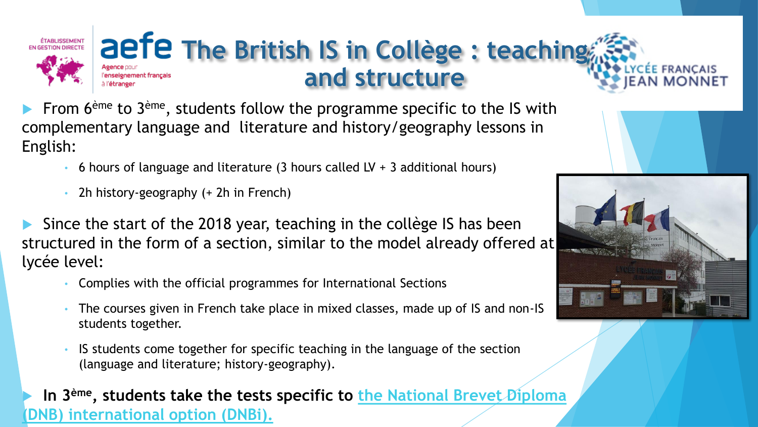# The British IS in Collège : teaching and structure

- From 6$^{ème}$ to 3$^{ème}$, students follow the programme specific to the IS with complementary language and literature and history/geography lessons in English:
  - 6 hours of language and literature (3 hours called LV + 3 additional hours)
  - 2h history-geography (+ 2h in French)
- Since the start of the 2018 year, teaching in the collège IS has been structured in the form of a section, similar to the model already offered at lycée level:
  - Complies with the official programmes for International Sections
  - The courses given in French take place in mixed classes, made up of IS and non-IS students together.
  - IS students come together for specific teaching in the language of the section (language and literature; history-geography).
- **In 3$^{ème}$, students take the tests specific to the National Brevet Diploma (DNB) international option (DNBi).**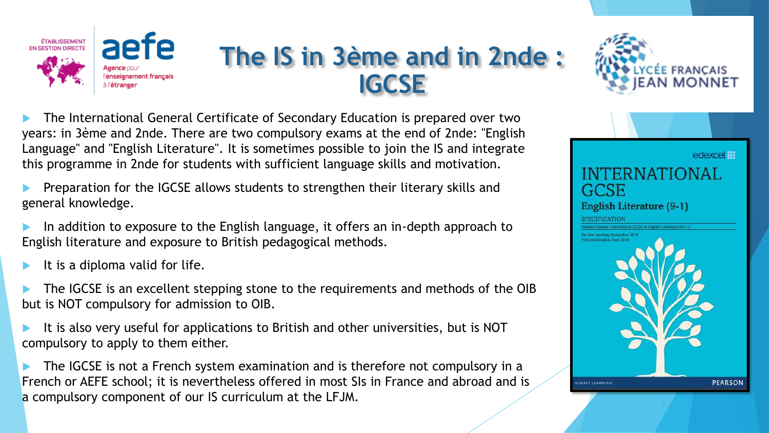# The IS in 3ème and in 2nde : IGCSE

- The International General Certificate of Secondary Education is prepared over two years: in 3ème and 2nde. There are two compulsory exams at the end of 2nde: "English Language" and "English Literature". It is sometimes possible to join the IS and integrate this programme in 2nde for students with sufficient language skills and motivation.
- Preparation for the IGCSE allows students to strengthen their literary skills and general knowledge.
- In addition to exposure to the English language, it offers an in-depth approach to English literature and exposure to British pedagogical methods.
- It is a diploma valid for life.
- The IGCSE is an excellent stepping stone to the requirements and methods of the OIB but is NOT compulsory for admission to OIB.
- It is also very useful for applications to British and other universities, but is NOT compulsory to apply to them either.
- The IGCSE is not a French system examination and is therefore not compulsory in a French or AEFE school; it is nevertheless offered in most SIs in France and abroad and is a compulsory component of our IS curriculum at the LFJM.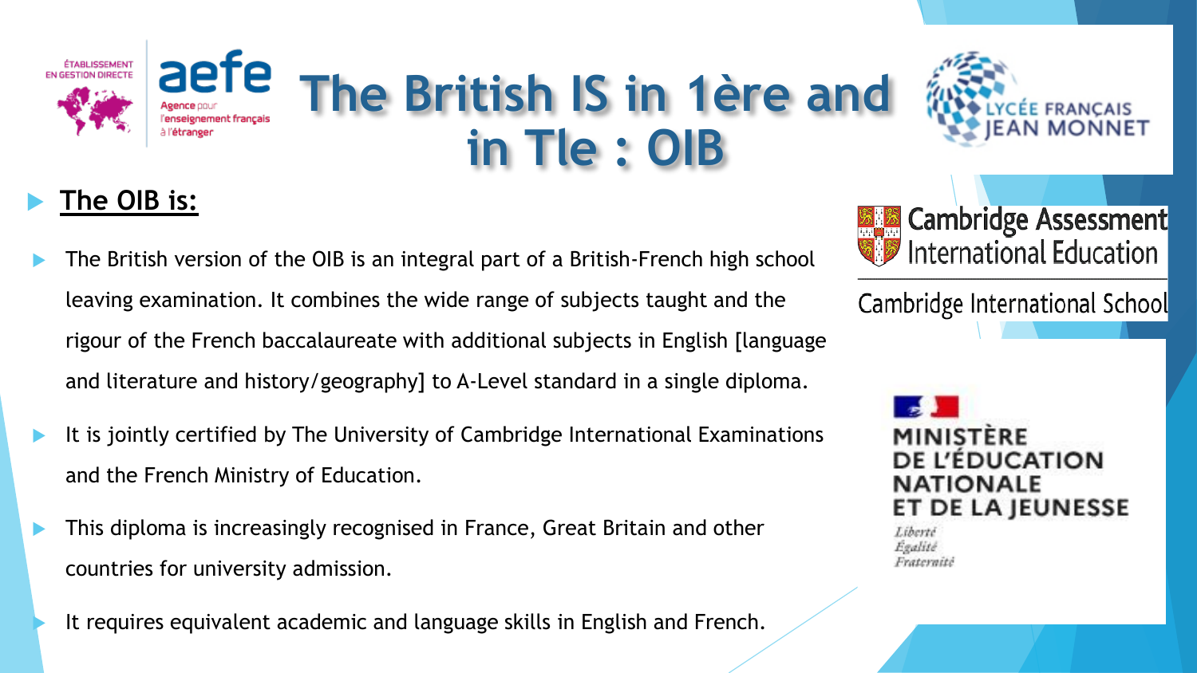# The British IS in 1ère and in Tle : OIB

- **The OIB is:**
- The British version of the OIB is an integral part of a British-French high school leaving examination. It combines the wide range of subjects taught and the rigour of the French baccalaureate with additional subjects in English [language and literature and history/geography] to A-Level standard in a single diploma.
- It is jointly certified by The University of Cambridge International Examinations and the French Ministry of Education.
- This diploma is increasingly recognised in France, Great Britain and other countries for university admission.
- It requires equivalent academic and language skills in English and French.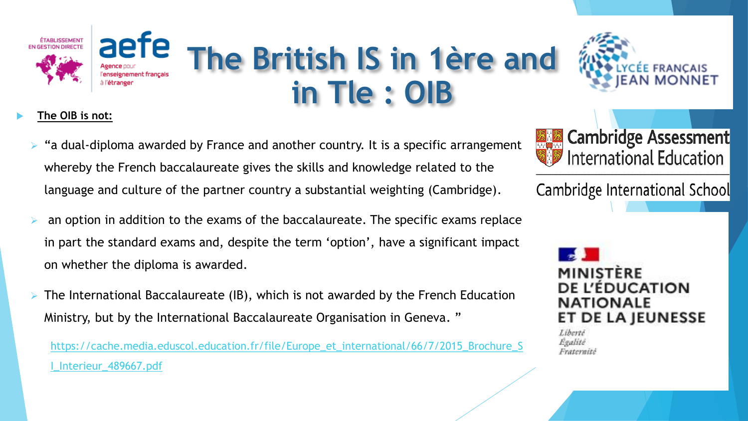# The British IS in 1ère and in Tle : OIB

- **The OIB is not:**
  - "a dual-diploma awarded by France and another country. It is a specific arrangement whereby the French baccalaureate gives the skills and knowledge related to the language and culture of the partner country a substantial weighting (Cambridge).
  - an option in addition to the exams of the baccalaureate. The specific exams replace in part the standard exams and, despite the term 'option', have a significant impact on whether the diploma is awarded.
  - The International Baccalaureate (IB), which is not awarded by the French Education Ministry, but by the International Baccalaureate Organisation in Geneva. "

  https://cache.media.eduscol.education.fr/file/Europe_et_international/66/7/2015_Brochure_SI_Interieur_489667.pdf

ÉTABLISSEMENT EN GESTION DIRECTE

aefe Agence pour l'enseignement français à l'étranger

LYCÉE FRANÇAIS JEAN MONNET

Cambridge Assessment International Education

Cambridge International School

MINISTÈRE DE L'ÉDUCATION NATIONALE ET DE LA JEUNESSE

Liberté
Égalité
Fraternité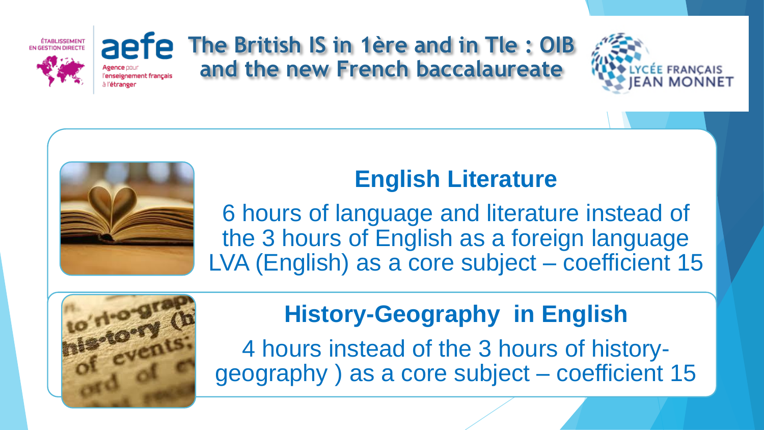# The British IS in 1ère and in Tle : OIB and the new French baccalaureate

## English Literature

6 hours of language and literature instead of the 3 hours of English as a foreign language LVA (English) as a core subject – coefficient 15

## History-Geography in English

4 hours instead of the 3 hours of history-geography ) as a core subject – coefficient 15